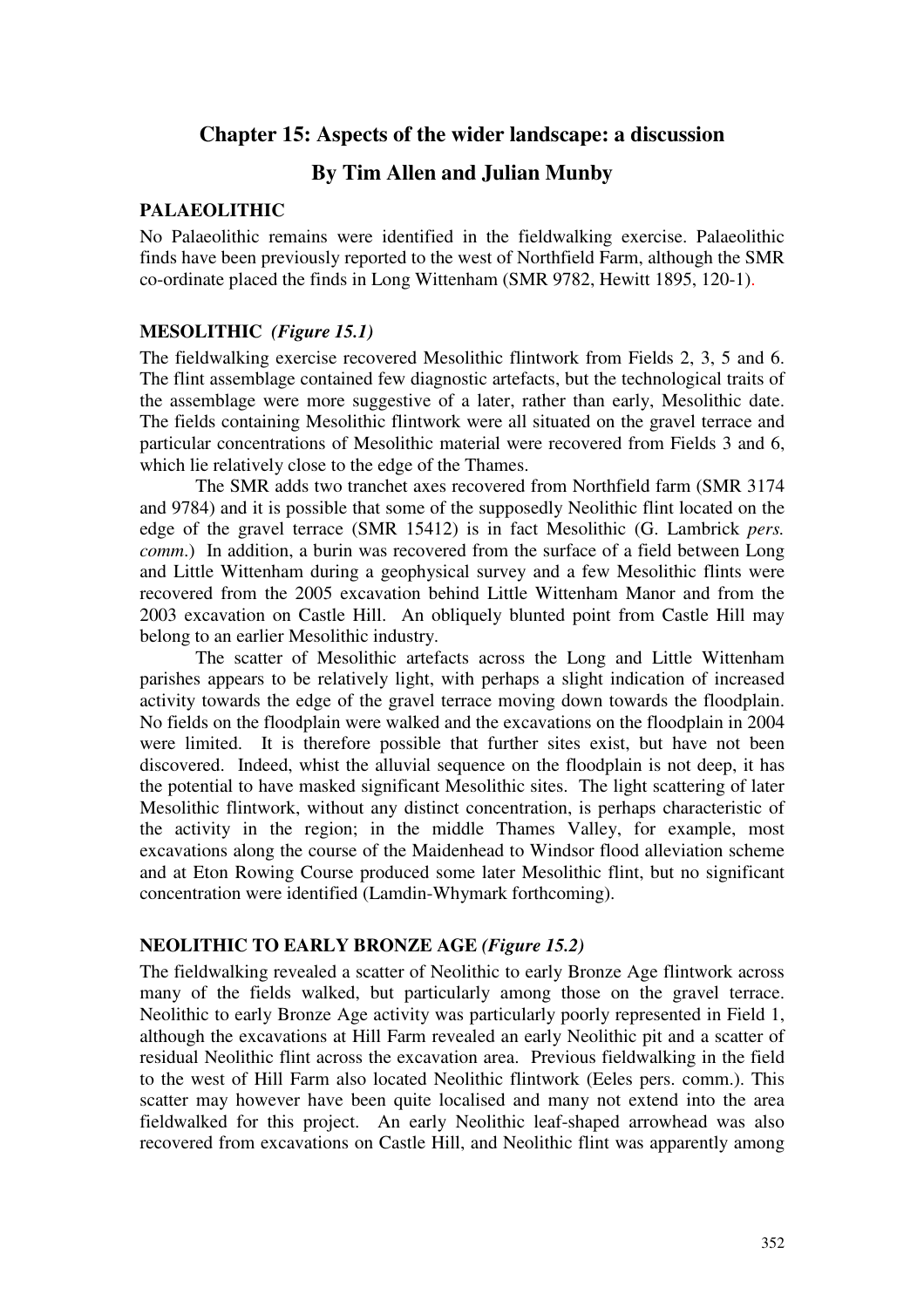# Chapter 15: Aspects of the wider landscape: a discussion

## By Tim Allen and Julian Munby

### PALAEOLITHIC

No Palaeolithic remains were identified in the fieldwalking exercise. Palaeolithic finds have been previously reported to the west of Northfield Farm, although the SMR co-ordinate placed the finds in Long Wittenham (SMR 9782, Hewitt 1895, 120-1).

### MESOLITHIC *(Figure 15.1)*

The fieldwalking exercise recovered Mesolithic flintwork from Fields 2, 3, 5 and 6. The flint assemblage contained few diagnostic artefacts, but the technological traits of the assemblage were more suggestive of a later, rather than early, Mesolithic date. The fields containing Mesolithic flintwork were all situated on the gravel terrace and particular concentrations of Mesolithic material were recovered from Fields 3 and 6, which lie relatively close to the edge of the Thames.

The SMR adds two tranchet axes recovered from Northfield farm (SMR 3174 and 9784) and it is possible that some of the supposedly Neolithic flint located on the edge of the gravel terrace (SMR 15412) is in fact Mesolithic (G. Lambrick *pers. comm.*) In addition, a burin was recovered from the surface of a field between Long and Little Wittenham during a geophysical survey and a few Mesolithic flints were recovered from the 2005 excavation behind Little Wittenham Manor and from the 2003 excavation on Castle Hill. An obliquely blunted point from Castle Hill may belong to an earlier Mesolithic industry.

The scatter of Mesolithic artefacts across the Long and Little Wittenham parishes appears to be relatively light, with perhaps a slight indication of increased activity towards the edge of the gravel terrace moving down towards the floodplain. No fields on the floodplain were walked and the excavations on the floodplain in 2004 were limited. It is therefore possible that further sites exist, but have not been discovered. Indeed, whist the alluvial sequence on the floodplain is not deep, it has the potential to have masked significant Mesolithic sites. The light scattering of later Mesolithic flintwork, without any distinct concentration, is perhaps characteristic of the activity in the region; in the middle Thames Valley, for example, most excavations along the course of the Maidenhead to Windsor flood alleviation scheme and at Eton Rowing Course produced some later Mesolithic flint, but no significant concentration were identified (Lamdin-Whymark forthcoming).

### NEOLITHIC TO EARLY BRONZE AGE *(Figure 15.2)*

The fieldwalking revealed a scatter of Neolithic to early Bronze Age flintwork across many of the fields walked, but particularly among those on the gravel terrace. Neolithic to early Bronze Age activity was particularly poorly represented in Field 1, although the excavations at Hill Farm revealed an early Neolithic pit and a scatter of residual Neolithic flint across the excavation area. Previous fieldwalking in the field to the west of Hill Farm also located Neolithic flintwork (Eeles pers. comm.). This scatter may however have been quite localised and many not extend into the area fieldwalked for this project. An early Neolithic leaf-shaped arrowhead was also recovered from excavations on Castle Hill, and Neolithic flint was apparently among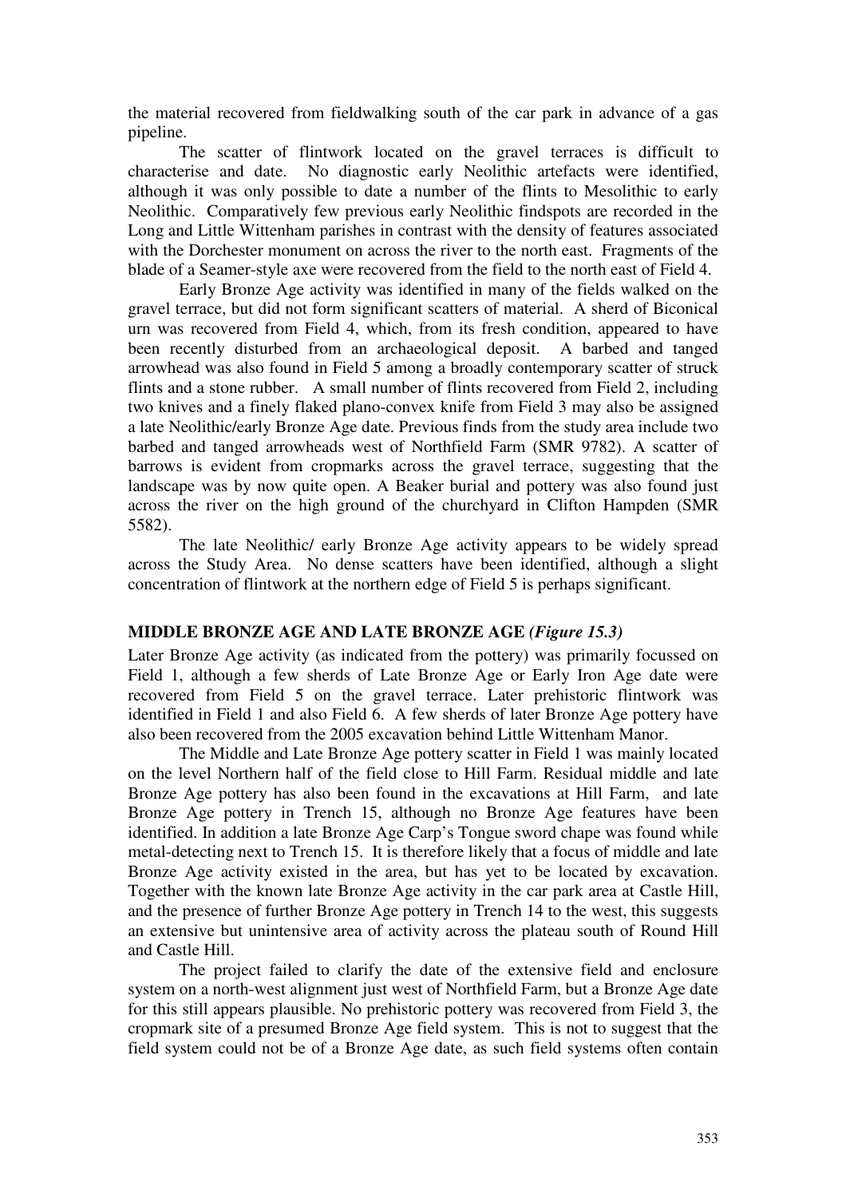the material recovered from fieldwalking south of the car park in advance of a gas pipeline.

The scatter of flintwork located on the gravel terraces is difficult to characterise and date. No diagnostic early Neolithic artefacts were identified, although it was only possible to date a number of the flints to Mesolithic to early Neolithic. Comparatively few previous early Neolithic findspots are recorded in the Long and Little Wittenham parishes in contrast with the density of features associated with the Dorchester monument on across the river to the north east. Fragments of the blade of a Seamer-style axe were recovered from the field to the north east of Field 4.

Early Bronze Age activity was identified in many of the fields walked on the gravel terrace, but did not form significant scatters of material. A sherd of Biconical urn was recovered from Field 4, which, from its fresh condition, appeared to have been recently disturbed from an archaeological deposit. A barbed and tanged arrowhead was also found in Field 5 among a broadly contemporary scatter of struck flints and a stone rubber. A small number of flints recovered from Field 2, including two knives and a finely flaked plano-convex knife from Field 3 may also be assigned a late Neolithic/early Bronze Age date. Previous finds from the study area include two barbed and tanged arrowheads west of Northfield Farm (SMR 9782). A scatter of barrows is evident from cropmarks across the gravel terrace, suggesting that the landscape was by now quite open. A Beaker burial and pottery was also found just across the river on the high ground of the churchyard in Clifton Hampden (SMR 5582).

The late Neolithic/ early Bronze Age activity appears to be widely spread across the Study Area. No dense scatters have been identified, although a slight concentration of flintwork at the northern edge of Field 5 is perhaps significant.

## MIDDLE BRONZE AGE AND LATE BRONZE AGE *(Figure 15.3)*

Later Bronze Age activity (as indicated from the pottery) was primarily focussed on Field 1, although a few sherds of Late Bronze Age or Early Iron Age date were recovered from Field 5 on the gravel terrace. Later prehistoric flintwork was identified in Field 1 and also Field 6. A few sherds of later Bronze Age pottery have also been recovered from the 2005 excavation behind Little Wittenham Manor.

The Middle and Late Bronze Age pottery scatter in Field 1 was mainly located on the level Northern half of the field close to Hill Farm. Residual middle and late Bronze Age pottery has also been found in the excavations at Hill Farm, and late Bronze Age pottery in Trench 15, although no Bronze Age features have been identified. In addition a late Bronze Age Carp's Tongue sword chape was found while metal-detecting next to Trench 15. It is therefore likely that a focus of middle and late Bronze Age activity existed in the area, but has yet to be located by excavation. Together with the known late Bronze Age activity in the car park area at Castle Hill, and the presence of further Bronze Age pottery in Trench 14 to the west, this suggests an extensive but unintensive area of activity across the plateau south of Round Hill and Castle Hill.

The project failed to clarify the date of the extensive field and enclosure system on a north-west alignment just west of Northfield Farm, but a Bronze Age date for this still appears plausible. No prehistoric pottery was recovered from Field 3, the cropmark site of a presumed Bronze Age field system. This is not to suggest that the field system could not be of a Bronze Age date, as such field systems often contain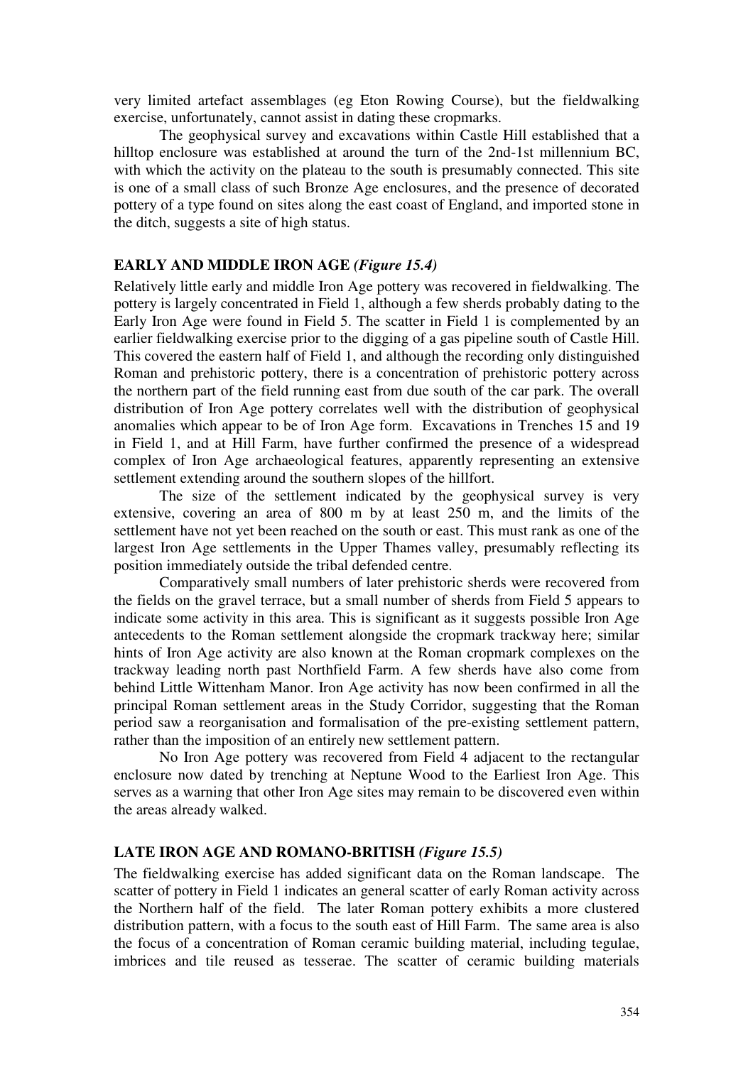very limited artefact assemblages (eg Eton Rowing Course), but the fieldwalking exercise, unfortunately, cannot assist in dating these cropmarks.

The geophysical survey and excavations within Castle Hill established that a hilltop enclosure was established at around the turn of the 2nd-1st millennium BC, with which the activity on the plateau to the south is presumably connected. This site is one of a small class of such Bronze Age enclosures, and the presence of decorated pottery of a type found on sites along the east coast of England, and imported stone in the ditch, suggests a site of high status.

## EARLY AND MIDDLE IRON AGE *(Figure 15.4)*

Relatively little early and middle Iron Age pottery was recovered in fieldwalking. The pottery is largely concentrated in Field 1, although a few sherds probably dating to the Early Iron Age were found in Field 5. The scatter in Field 1 is complemented by an earlier fieldwalking exercise prior to the digging of a gas pipeline south of Castle Hill. This covered the eastern half of Field 1, and although the recording only distinguished Roman and prehistoric pottery, there is a concentration of prehistoric pottery across the northern part of the field running east from due south of the car park. The overall distribution of Iron Age pottery correlates well with the distribution of geophysical anomalies which appear to be of Iron Age form. Excavations in Trenches 15 and 19 in Field 1, and at Hill Farm, have further confirmed the presence of a widespread complex of Iron Age archaeological features, apparently representing an extensive settlement extending around the southern slopes of the hillfort.

The size of the settlement indicated by the geophysical survey is very extensive, covering an area of 800 m by at least 250 m, and the limits of the settlement have not yet been reached on the south or east. This must rank as one of the largest Iron Age settlements in the Upper Thames valley, presumably reflecting its position immediately outside the tribal defended centre.

Comparatively small numbers of later prehistoric sherds were recovered from the fields on the gravel terrace, but a small number of sherds from Field 5 appears to indicate some activity in this area. This is significant as it suggests possible Iron Age antecedents to the Roman settlement alongside the cropmark trackway here; similar hints of Iron Age activity are also known at the Roman cropmark complexes on the trackway leading north past Northfield Farm. A few sherds have also come from behind Little Wittenham Manor. Iron Age activity has now been confirmed in all the principal Roman settlement areas in the Study Corridor, suggesting that the Roman period saw a reorganisation and formalisation of the pre-existing settlement pattern, rather than the imposition of an entirely new settlement pattern.

No Iron Age pottery was recovered from Field 4 adjacent to the rectangular enclosure now dated by trenching at Neptune Wood to the Earliest Iron Age. This serves as a warning that other Iron Age sites may remain to be discovered even within the areas already walked.

## LATE IRON AGE AND ROMANO-BRITISH *(Figure 15.5)*

The fieldwalking exercise has added significant data on the Roman landscape. The scatter of pottery in Field 1 indicates an general scatter of early Roman activity across the Northern half of the field. The later Roman pottery exhibits a more clustered distribution pattern, with a focus to the south east of Hill Farm. The same area is also the focus of a concentration of Roman ceramic building material, including tegulae, imbrices and tile reused as tesserae. The scatter of ceramic building materials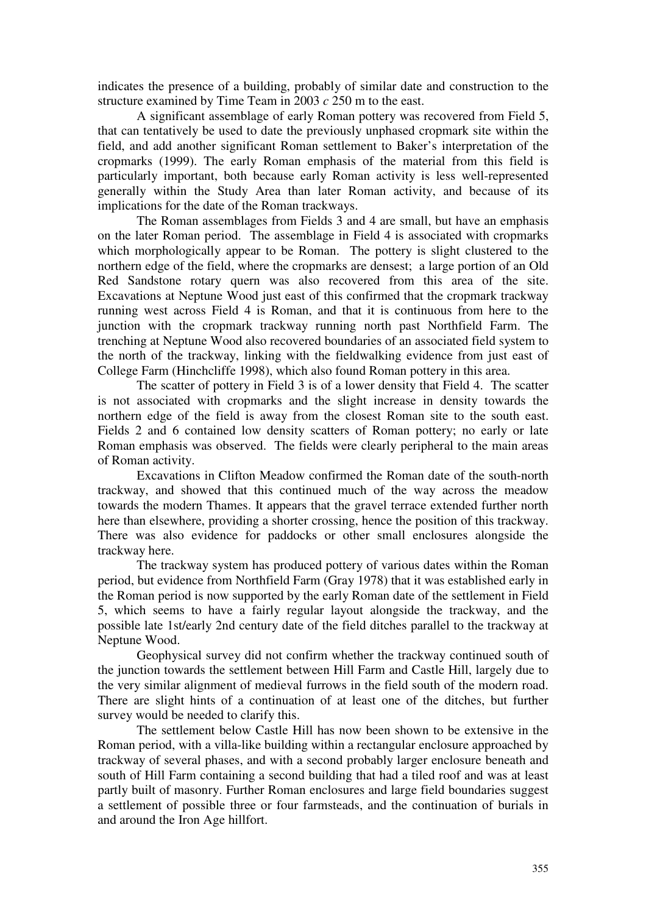indicates the presence of a building, probably of similar date and construction to the structure examined by Time Team in 2003 *c* 250 m to the east.

A significant assemblage of early Roman pottery was recovered from Field 5, that can tentatively be used to date the previously unphased cropmark site within the field, and add another significant Roman settlement to Baker's interpretation of the cropmarks (1999). The early Roman emphasis of the material from this field is particularly important, both because early Roman activity is less well-represented generally within the Study Area than later Roman activity, and because of its implications for the date of the Roman trackways.

The Roman assemblages from Fields 3 and 4 are small, but have an emphasis on the later Roman period. The assemblage in Field 4 is associated with cropmarks which morphologically appear to be Roman. The pottery is slight clustered to the northern edge of the field, where the cropmarks are densest; a large portion of an Old Red Sandstone rotary quern was also recovered from this area of the site. Excavations at Neptune Wood just east of this confirmed that the cropmark trackway running west across Field 4 is Roman, and that it is continuous from here to the junction with the cropmark trackway running north past Northfield Farm. The trenching at Neptune Wood also recovered boundaries of an associated field system to the north of the trackway, linking with the fieldwalking evidence from just east of College Farm (Hinchcliffe 1998), which also found Roman pottery in this area.

The scatter of pottery in Field 3 is of a lower density that Field 4. The scatter is not associated with cropmarks and the slight increase in density towards the northern edge of the field is away from the closest Roman site to the south east. Fields 2 and 6 contained low density scatters of Roman pottery; no early or late Roman emphasis was observed. The fields were clearly peripheral to the main areas of Roman activity.

Excavations in Clifton Meadow confirmed the Roman date of the south-north trackway, and showed that this continued much of the way across the meadow towards the modern Thames. It appears that the gravel terrace extended further north here than elsewhere, providing a shorter crossing, hence the position of this trackway. There was also evidence for paddocks or other small enclosures alongside the trackway here.

The trackway system has produced pottery of various dates within the Roman period, but evidence from Northfield Farm (Gray 1978) that it was established early in the Roman period is now supported by the early Roman date of the settlement in Field 5, which seems to have a fairly regular layout alongside the trackway, and the possible late 1st/early 2nd century date of the field ditches parallel to the trackway at Neptune Wood.

Geophysical survey did not confirm whether the trackway continued south of the junction towards the settlement between Hill Farm and Castle Hill, largely due to the very similar alignment of medieval furrows in the field south of the modern road. There are slight hints of a continuation of at least one of the ditches, but further survey would be needed to clarify this.

The settlement below Castle Hill has now been shown to be extensive in the Roman period, with a villa-like building within a rectangular enclosure approached by trackway of several phases, and with a second probably larger enclosure beneath and south of Hill Farm containing a second building that had a tiled roof and was at least partly built of masonry. Further Roman enclosures and large field boundaries suggest a settlement of possible three or four farmsteads, and the continuation of burials in and around the Iron Age hillfort.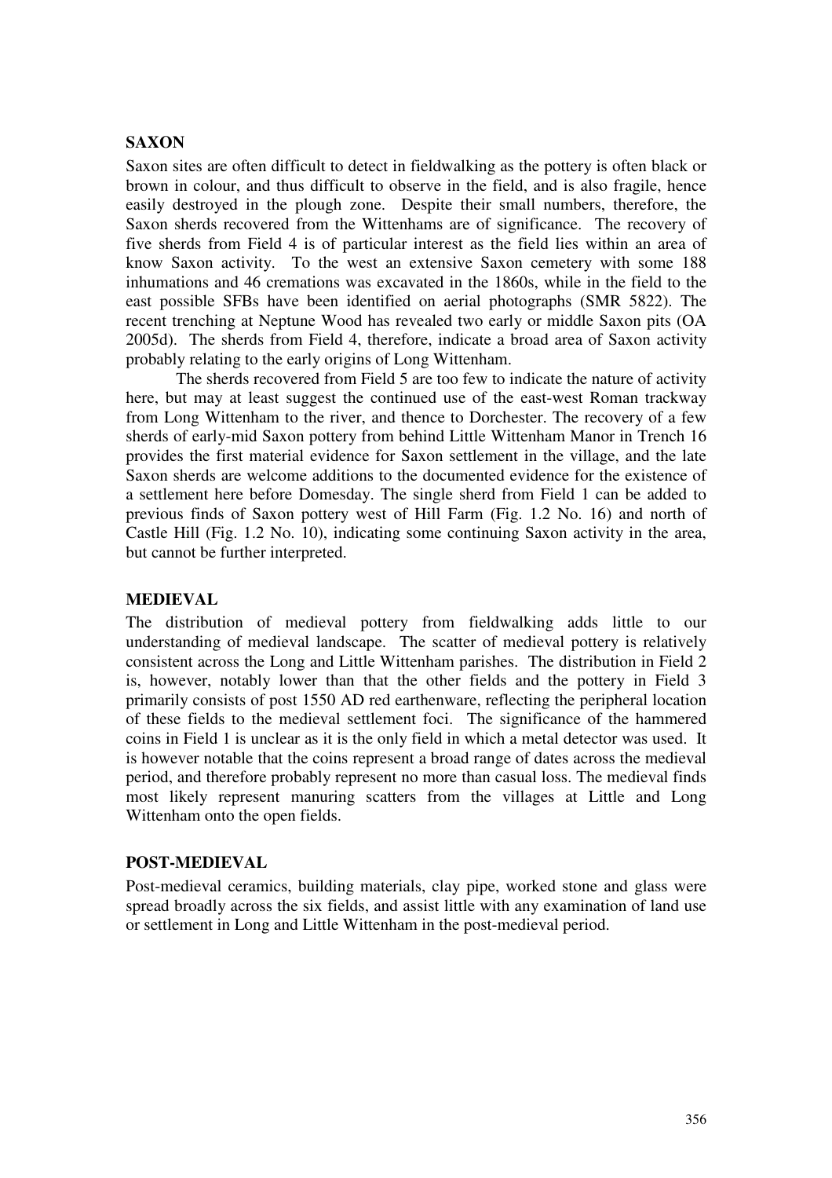## SAXON

Saxon sites are often difficult to detect in fieldwalking as the pottery is often black or brown in colour, and thus difficult to observe in the field, and is also fragile, hence easily destroyed in the plough zone. Despite their small numbers, therefore, the Saxon sherds recovered from the Wittenhams are of significance. The recovery of five sherds from Field 4 is of particular interest as the field lies within an area of know Saxon activity. To the west an extensive Saxon cemetery with some 188 inhumations and 46 cremations was excavated in the 1860s, while in the field to the east possible SFBs have been identified on aerial photographs (SMR 5822). The recent trenching at Neptune Wood has revealed two early or middle Saxon pits (OA 2005d). The sherds from Field 4, therefore, indicate a broad area of Saxon activity probably relating to the early origins of Long Wittenham.

The sherds recovered from Field 5 are too few to indicate the nature of activity here, but may at least suggest the continued use of the east-west Roman trackway from Long Wittenham to the river, and thence to Dorchester. The recovery of a few sherds of early-mid Saxon pottery from behind Little Wittenham Manor in Trench 16 provides the first material evidence for Saxon settlement in the village, and the late Saxon sherds are welcome additions to the documented evidence for the existence of a settlement here before Domesday. The single sherd from Field 1 can be added to previous finds of Saxon pottery west of Hill Farm (Fig. 1.2 No. 16) and north of Castle Hill (Fig. 1.2 No. 10), indicating some continuing Saxon activity in the area, but cannot be further interpreted.

## MEDIEVAL

The distribution of medieval pottery from fieldwalking adds little to our understanding of medieval landscape. The scatter of medieval pottery is relatively consistent across the Long and Little Wittenham parishes. The distribution in Field 2 is, however, notably lower than that the other fields and the pottery in Field 3 primarily consists of post 1550 AD red earthenware, reflecting the peripheral location of these fields to the medieval settlement foci. The significance of the hammered coins in Field 1 is unclear as it is the only field in which a metal detector was used. It is however notable that the coins represent a broad range of dates across the medieval period, and therefore probably represent no more than casual loss. The medieval finds most likely represent manuring scatters from the villages at Little and Long Wittenham onto the open fields.

## POST-MEDIEVAL

Post-medieval ceramics, building materials, clay pipe, worked stone and glass were spread broadly across the six fields, and assist little with any examination of land use or settlement in Long and Little Wittenham in the post-medieval period.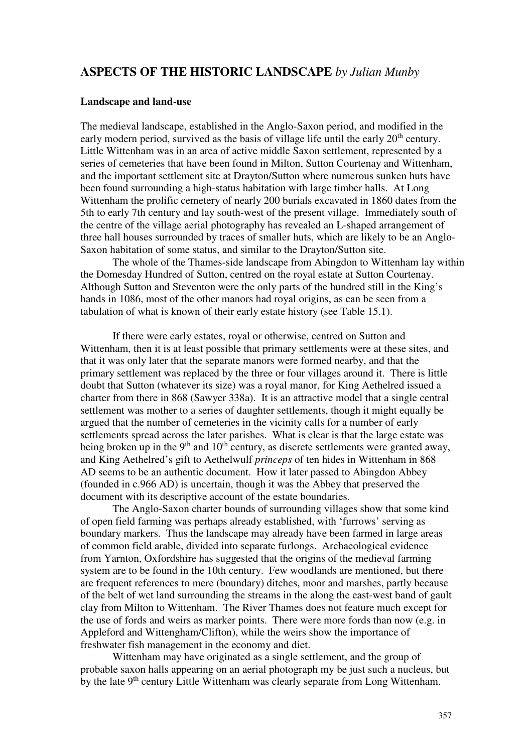## ASPECTS OF THE HISTORIC LANDSCAPE *by Julian Munby*

### Landscape and land-use

The medieval landscape, established in the Anglo-Saxon period, and modified in the early modern period, survived as the basis of village life until the early 20th century. Little Wittenham was in an area of active middle Saxon settlement, represented by a series of cemeteries that have been found in Milton, Sutton Courtenay and Wittenham, and the important settlement site at Drayton/Sutton where numerous sunken huts have been found surrounding a high-status habitation with large timber halls. At Long Wittenham the prolific cemetery of nearly 200 burials excavated in 1860 dates from the 5th to early 7th century and lay south-west of the present village. Immediately south of the centre of the village aerial photography has revealed an L-shaped arrangement of three hall houses surrounded by traces of smaller huts, which are likely to be an Anglo-Saxon habitation of some status, and similar to the Drayton/Sutton site.

The whole of the Thames-side landscape from Abingdon to Wittenham lay within the Domesday Hundred of Sutton, centred on the royal estate at Sutton Courtenay. Although Sutton and Steventon were the only parts of the hundred still in the King's hands in 1086, most of the other manors had royal origins, as can be seen from a tabulation of what is known of their early estate history (see Table 15.1).

If there were early estates, royal or otherwise, centred on Sutton and Wittenham, then it is at least possible that primary settlements were at these sites, and that it was only later that the separate manors were formed nearby, and that the primary settlement was replaced by the three or four villages around it. There is little doubt that Sutton (whatever its size) was a royal manor, for King Aethelred issued a charter from there in 868 (Sawyer 338a). It is an attractive model that a single central settlement was mother to a series of daughter settlements, though it might equally be argued that the number of cemeteries in the vicinity calls for a number of early settlements spread across the later parishes. What is clear is that the large estate was being broken up in the 9th and 10th century, as discrete settlements were granted away, and King Aethelred's gift to Aethelwulf *princeps* of ten hides in Wittenham in 868 AD seems to be an authentic document. How it later passed to Abingdon Abbey (founded in c.966 AD) is uncertain, though it was the Abbey that preserved the document with its descriptive account of the estate boundaries.

The Anglo-Saxon charter bounds of surrounding villages show that some kind of open field farming was perhaps already established, with 'furrows' serving as boundary markers. Thus the landscape may already have been farmed in large areas of common field arable, divided into separate furlongs. Archaeological evidence from Yarnton, Oxfordshire has suggested that the origins of the medieval farming system are to be found in the 10th century. Few woodlands are mentioned, but there are frequent references to mere (boundary) ditches, moor and marshes, partly because of the belt of wet land surrounding the streams in the along the east-west band of gault clay from Milton to Wittenham. The River Thames does not feature much except for the use of fords and weirs as marker points. There were more fords than now (e.g. in Appleford and Wittengham/Clifton), while the weirs show the importance of freshwater fish management in the economy and diet.

Wittenham may have originated as a single settlement, and the group of probable saxon halls appearing on an aerial photograph my be just such a nucleus, but by the late 9th century Little Wittenham was clearly separate from Long Wittenham.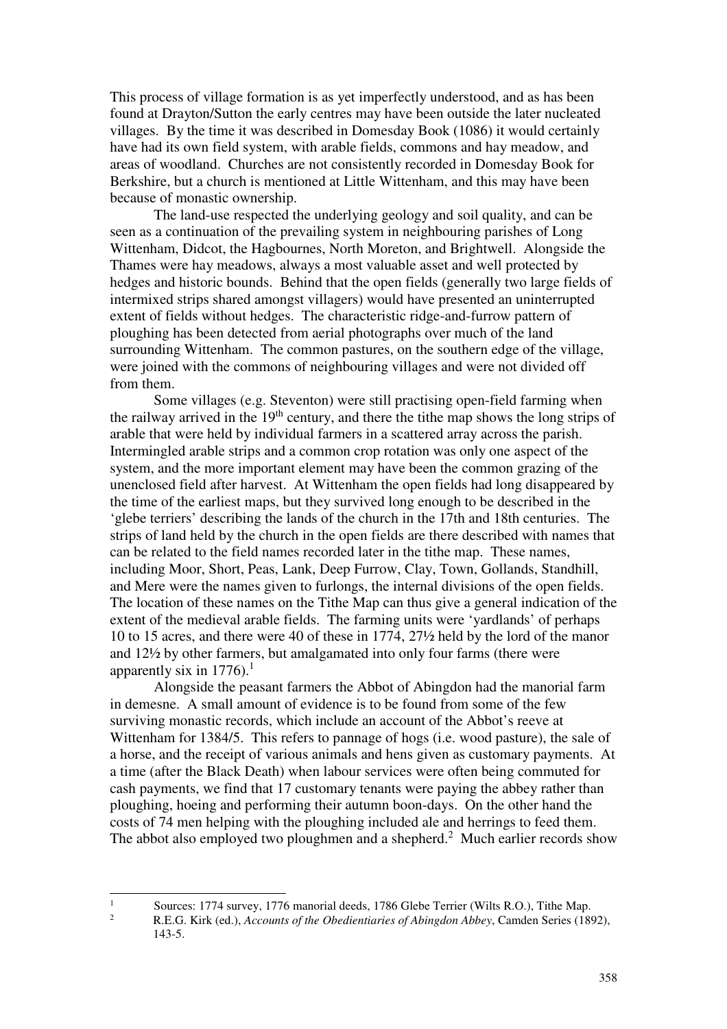This process of village formation is as yet imperfectly understood, and as has been found at Drayton/Sutton the early centres may have been outside the later nucleated villages. By the time it was described in Domesday Book (1086) it would certainly have had its own field system, with arable fields, commons and hay meadow, and areas of woodland. Churches are not consistently recorded in Domesday Book for Berkshire, but a church is mentioned at Little Wittenham, and this may have been because of monastic ownership.

The land-use respected the underlying geology and soil quality, and can be seen as a continuation of the prevailing system in neighbouring parishes of Long Wittenham, Didcot, the Hagbournes, North Moreton, and Brightwell. Alongside the Thames were hay meadows, always a most valuable asset and well protected by hedges and historic bounds. Behind that the open fields (generally two large fields of intermixed strips shared amongst villagers) would have presented an uninterrupted extent of fields without hedges. The characteristic ridge-and-furrow pattern of ploughing has been detected from aerial photographs over much of the land surrounding Wittenham. The common pastures, on the southern edge of the village, were joined with the commons of neighbouring villages and were not divided off from them.

Some villages (e.g. Steventon) were still practising open-field farming when the railway arrived in the 19th century, and there the tithe map shows the long strips of arable that were held by individual farmers in a scattered array across the parish. Intermingled arable strips and a common crop rotation was only one aspect of the system, and the more important element may have been the common grazing of the unenclosed field after harvest. At Wittenham the open fields had long disappeared by the time of the earliest maps, but they survived long enough to be described in the 'glebe terriers' describing the lands of the church in the 17th and 18th centuries. The strips of land held by the church in the open fields are there described with names that can be related to the field names recorded later in the tithe map. These names, including Moor, Short, Peas, Lank, Deep Furrow, Clay, Town, Gollands, Standhill, and Mere were the names given to furlongs, the internal divisions of the open fields. The location of these names on the Tithe Map can thus give a general indication of the extent of the medieval arable fields. The farming units were 'yardlands' of perhaps 10 to 15 acres, and there were 40 of these in 1774, 27½ held by the lord of the manor and 12½ by other farmers, but amalgamated into only four farms (there were apparently six in 1776).[1]

Alongside the peasant farmers the Abbot of Abingdon had the manorial farm in demesne. A small amount of evidence is to be found from some of the few surviving monastic records, which include an account of the Abbot's reeve at Wittenham for 1384/5. This refers to pannage of hogs (i.e. wood pasture), the sale of a horse, and the receipt of various animals and hens given as customary payments. At a time (after the Black Death) when labour services were often being commuted for cash payments, we find that 17 customary tenants were paying the abbey rather than ploughing, hoeing and performing their autumn boon-days. On the other hand the costs of 74 men helping with the ploughing included ale and herrings to feed them. The abbot also employed two ploughmen and a shepherd.[2] Much earlier records show

---

[1] Sources: 1774 survey, 1776 manorial deeds, 1786 Glebe Terrier (Wilts R.O.), Tithe Map.

[2] R.E.G. Kirk (ed.), *Accounts of the Obedientiaries of Abingdon Abbey*, Camden Series (1892), 143-5.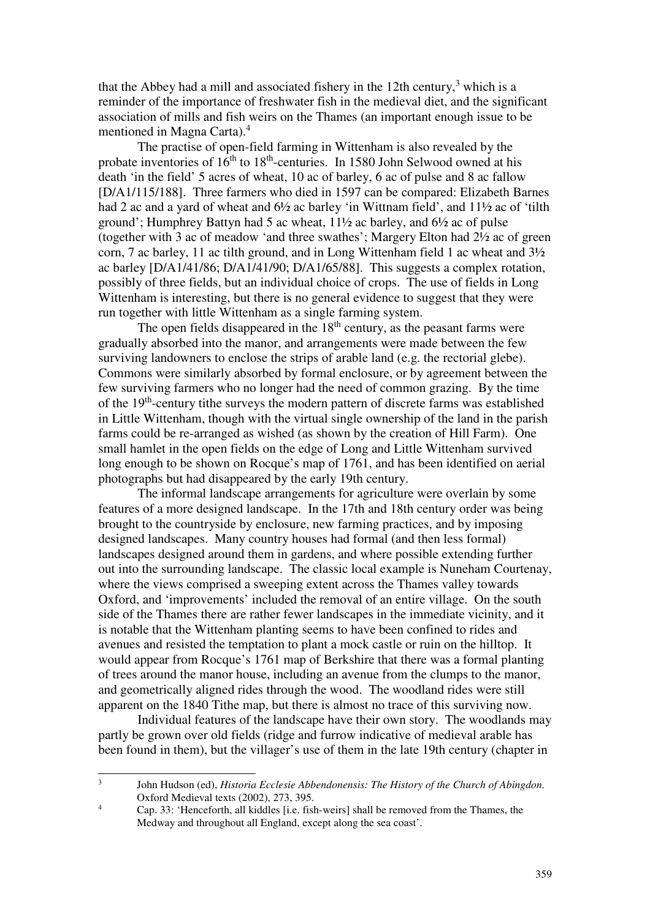that the Abbey had a mill and associated fishery in the 12th century,[3] which is a reminder of the importance of freshwater fish in the medieval diet, and the significant association of mills and fish weirs on the Thames (an important enough issue to be mentioned in Magna Carta).[4]

The practise of open-field farming in Wittenham is also revealed by the probate inventories of 16th to 18th-centuries. In 1580 John Selwood owned at his death 'in the field' 5 acres of wheat, 10 ac of barley, 6 ac of pulse and 8 ac fallow [D/A1/115/188]. Three farmers who died in 1597 can be compared: Elizabeth Barnes had 2 ac and a yard of wheat and 6½ ac barley 'in Wittnam field', and 11½ ac of 'tilth ground'; Humphrey Battyn had 5 ac wheat, 11½ ac barley, and 6½ ac of pulse (together with 3 ac of meadow 'and three swathes'; Margery Elton had 2½ ac of green corn, 7 ac barley, 11 ac tilth ground, and in Long Wittenham field 1 ac wheat and 3½ ac barley [D/A1/41/86; D/A1/41/90; D/A1/65/88]. This suggests a complex rotation, possibly of three fields, but an individual choice of crops. The use of fields in Long Wittenham is interesting, but there is no general evidence to suggest that they were run together with little Wittenham as a single farming system.

The open fields disappeared in the 18th century, as the peasant farms were gradually absorbed into the manor, and arrangements were made between the few surviving landowners to enclose the strips of arable land (e.g. the rectorial glebe). Commons were similarly absorbed by formal enclosure, or by agreement between the few surviving farmers who no longer had the need of common grazing. By the time of the 19th-century tithe surveys the modern pattern of discrete farms was established in Little Wittenham, though with the virtual single ownership of the land in the parish farms could be re-arranged as wished (as shown by the creation of Hill Farm). One small hamlet in the open fields on the edge of Long and Little Wittenham survived long enough to be shown on Rocque's map of 1761, and has been identified on aerial photographs but had disappeared by the early 19th century.

The informal landscape arrangements for agriculture were overlain by some features of a more designed landscape. In the 17th and 18th century order was being brought to the countryside by enclosure, new farming practices, and by imposing designed landscapes. Many country houses had formal (and then less formal) landscapes designed around them in gardens, and where possible extending further out into the surrounding landscape. The classic local example is Nuneham Courtenay, where the views comprised a sweeping extent across the Thames valley towards Oxford, and 'improvements' included the removal of an entire village. On the south side of the Thames there are rather fewer landscapes in the immediate vicinity, and it is notable that the Wittenham planting seems to have been confined to rides and avenues and resisted the temptation to plant a mock castle or ruin on the hilltop. It would appear from Rocque's 1761 map of Berkshire that there was a formal planting of trees around the manor house, including an avenue from the clumps to the manor, and geometrically aligned rides through the wood. The woodland rides were still apparent on the 1840 Tithe map, but there is almost no trace of this surviving now.

Individual features of the landscape have their own story. The woodlands may partly be grown over old fields (ridge and furrow indicative of medieval arable has been found in them), but the villager's use of them in the late 19th century (chapter in

---

[3] John Hudson (ed), *Historia Ecclesie Abbendonensis: The History of the Church of Abingdon.* Oxford Medieval texts (2002), 273, 395.

[4] Cap. 33: 'Henceforth, all kiddles [i.e. fish-weirs] shall be removed from the Thames, the Medway and throughout all England, except along the sea coast'.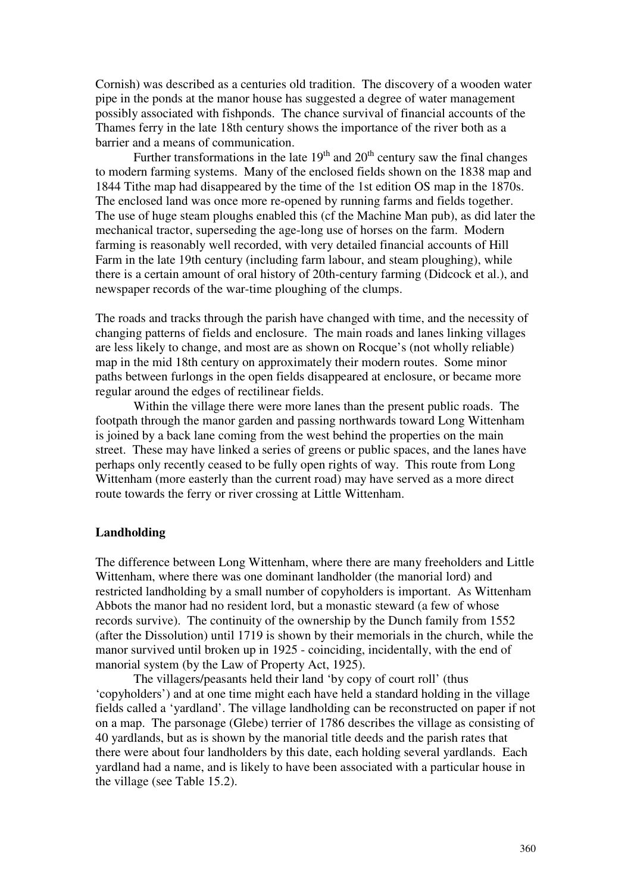Cornish) was described as a centuries old tradition. The discovery of a wooden water pipe in the ponds at the manor house has suggested a degree of water management possibly associated with fishponds. The chance survival of financial accounts of the Thames ferry in the late 18th century shows the importance of the river both as a barrier and a means of communication.

Further transformations in the late 19th and 20th century saw the final changes to modern farming systems. Many of the enclosed fields shown on the 1838 map and 1844 Tithe map had disappeared by the time of the 1st edition OS map in the 1870s. The enclosed land was once more re-opened by running farms and fields together. The use of huge steam ploughs enabled this (cf the Machine Man pub), as did later the mechanical tractor, superseding the age-long use of horses on the farm. Modern farming is reasonably well recorded, with very detailed financial accounts of Hill Farm in the late 19th century (including farm labour, and steam ploughing), while there is a certain amount of oral history of 20th-century farming (Didcock et al.), and newspaper records of the war-time ploughing of the clumps.

The roads and tracks through the parish have changed with time, and the necessity of changing patterns of fields and enclosure. The main roads and lanes linking villages are less likely to change, and most are as shown on Rocque's (not wholly reliable) map in the mid 18th century on approximately their modern routes. Some minor paths between furlongs in the open fields disappeared at enclosure, or became more regular around the edges of rectilinear fields.

Within the village there were more lanes than the present public roads. The footpath through the manor garden and passing northwards toward Long Wittenham is joined by a back lane coming from the west behind the properties on the main street. These may have linked a series of greens or public spaces, and the lanes have perhaps only recently ceased to be fully open rights of way. This route from Long Wittenham (more easterly than the current road) may have served as a more direct route towards the ferry or river crossing at Little Wittenham.

**Landholding**

The difference between Long Wittenham, where there are many freeholders and Little Wittenham, where there was one dominant landholder (the manorial lord) and restricted landholding by a small number of copyholders is important. As Wittenham Abbots the manor had no resident lord, but a monastic steward (a few of whose records survive). The continuity of the ownership by the Dunch family from 1552 (after the Dissolution) until 1719 is shown by their memorials in the church, while the manor survived until broken up in 1925 - coinciding, incidentally, with the end of manorial system (by the Law of Property Act, 1925).

The villagers/peasants held their land 'by copy of court roll' (thus 'copyholders') and at one time might each have held a standard holding in the village fields called a 'yardland'. The village landholding can be reconstructed on paper if not on a map. The parsonage (Glebe) terrier of 1786 describes the village as consisting of 40 yardlands, but as is shown by the manorial title deeds and the parish rates that there were about four landholders by this date, each holding several yardlands. Each yardland had a name, and is likely to have been associated with a particular house in the village (see Table 15.2).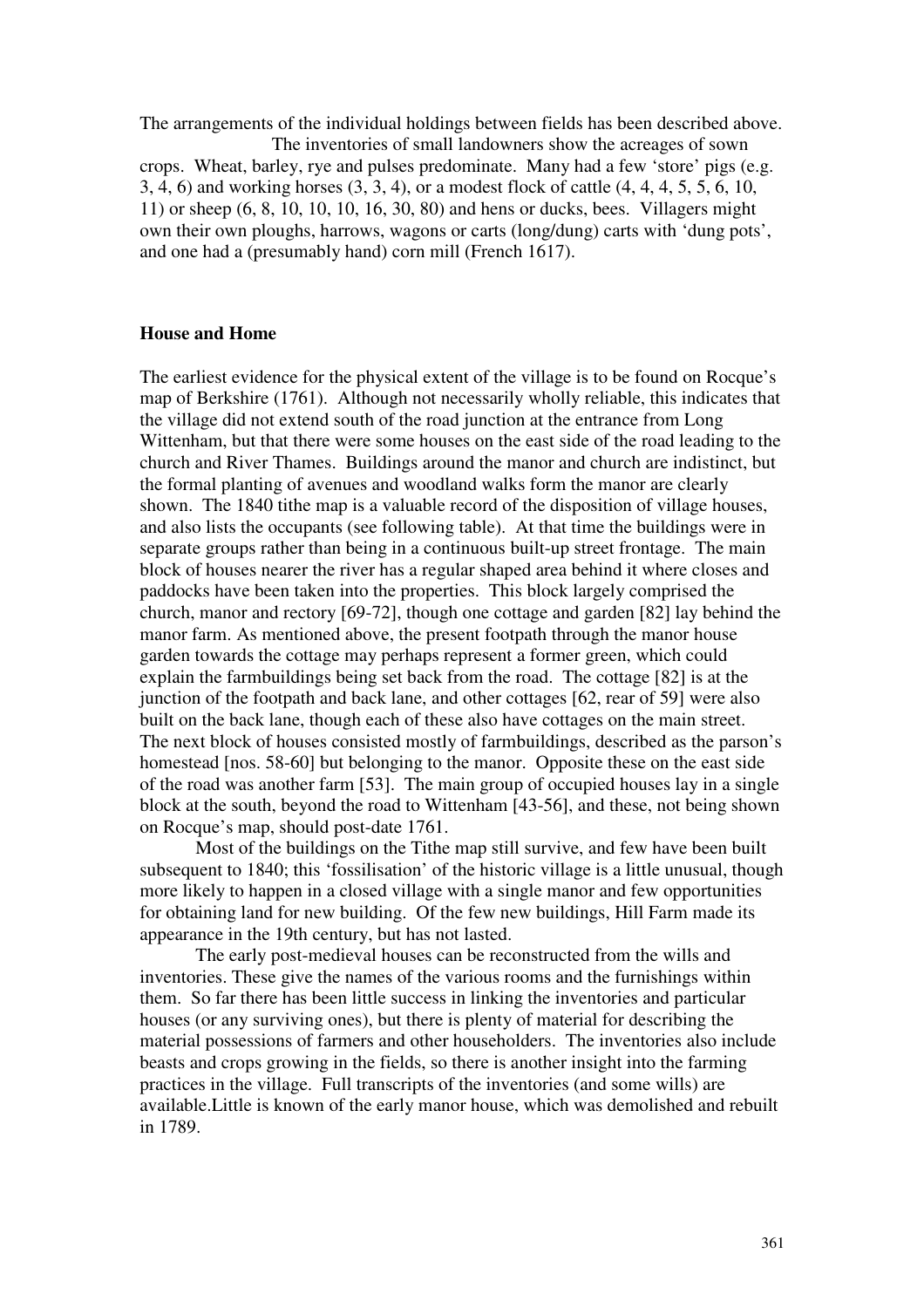The arrangements of the individual holdings between fields has been described above.

The inventories of small landowners show the acreages of sown crops. Wheat, barley, rye and pulses predominate. Many had a few 'store' pigs (e.g. 3, 4, 6) and working horses (3, 3, 4), or a modest flock of cattle (4, 4, 4, 5, 5, 6, 10, 11) or sheep (6, 8, 10, 10, 10, 16, 30, 80) and hens or ducks, bees. Villagers might own their own ploughs, harrows, wagons or carts (long/dung) carts with 'dung pots', and one had a (presumably hand) corn mill (French 1617).

**House and Home**

The earliest evidence for the physical extent of the village is to be found on Rocque's map of Berkshire (1761). Although not necessarily wholly reliable, this indicates that the village did not extend south of the road junction at the entrance from Long Wittenham, but that there were some houses on the east side of the road leading to the church and River Thames. Buildings around the manor and church are indistinct, but the formal planting of avenues and woodland walks form the manor are clearly shown. The 1840 tithe map is a valuable record of the disposition of village houses, and also lists the occupants (see following table). At that time the buildings were in separate groups rather than being in a continuous built-up street frontage. The main block of houses nearer the river has a regular shaped area behind it where closes and paddocks have been taken into the properties. This block largely comprised the church, manor and rectory [69-72], though one cottage and garden [82] lay behind the manor farm. As mentioned above, the present footpath through the manor house garden towards the cottage may perhaps represent a former green, which could explain the farmbuildings being set back from the road. The cottage [82] is at the junction of the footpath and back lane, and other cottages [62, rear of 59] were also built on the back lane, though each of these also have cottages on the main street. The next block of houses consisted mostly of farmbuildings, described as the parson's homestead [nos. 58-60] but belonging to the manor. Opposite these on the east side of the road was another farm [53]. The main group of occupied houses lay in a single block at the south, beyond the road to Wittenham [43-56], and these, not being shown on Rocque's map, should post-date 1761.

Most of the buildings on the Tithe map still survive, and few have been built subsequent to 1840; this 'fossilisation' of the historic village is a little unusual, though more likely to happen in a closed village with a single manor and few opportunities for obtaining land for new building. Of the few new buildings, Hill Farm made its appearance in the 19th century, but has not lasted.

The early post-medieval houses can be reconstructed from the wills and inventories. These give the names of the various rooms and the furnishings within them. So far there has been little success in linking the inventories and particular houses (or any surviving ones), but there is plenty of material for describing the material possessions of farmers and other householders. The inventories also include beasts and crops growing in the fields, so there is another insight into the farming practices in the village. Full transcripts of the inventories (and some wills) are available.Little is known of the early manor house, which was demolished and rebuilt in 1789.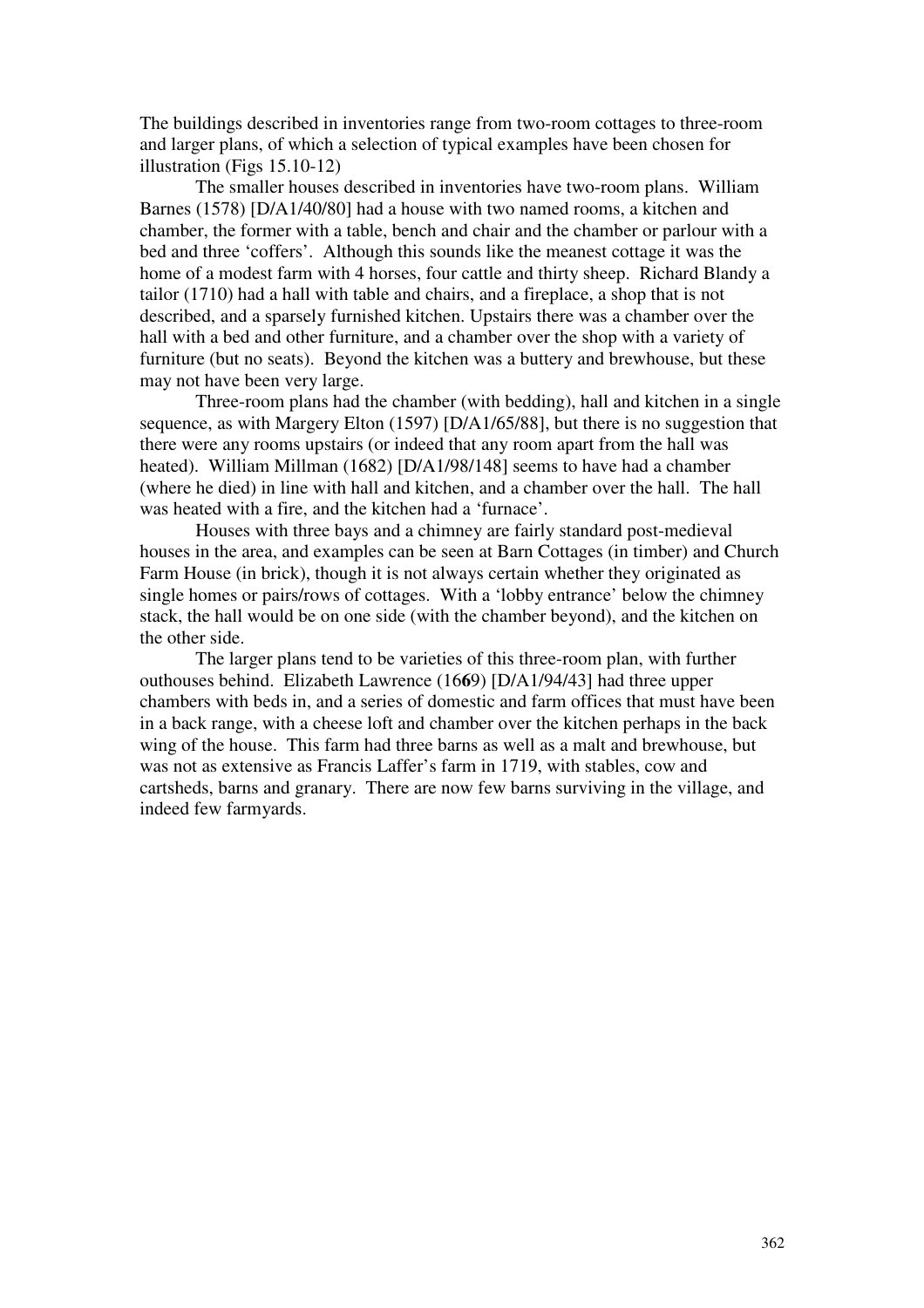The buildings described in inventories range from two-room cottages to three-room and larger plans, of which a selection of typical examples have been chosen for illustration (Figs 15.10-12)

The smaller houses described in inventories have two-room plans. William Barnes (1578) [D/A1/40/80] had a house with two named rooms, a kitchen and chamber, the former with a table, bench and chair and the chamber or parlour with a bed and three 'coffers'. Although this sounds like the meanest cottage it was the home of a modest farm with 4 horses, four cattle and thirty sheep. Richard Blandy a tailor (1710) had a hall with table and chairs, and a fireplace, a shop that is not described, and a sparsely furnished kitchen. Upstairs there was a chamber over the hall with a bed and other furniture, and a chamber over the shop with a variety of furniture (but no seats). Beyond the kitchen was a buttery and brewhouse, but these may not have been very large.

Three-room plans had the chamber (with bedding), hall and kitchen in a single sequence, as with Margery Elton (1597) [D/A1/65/88], but there is no suggestion that there were any rooms upstairs (or indeed that any room apart from the hall was heated). William Millman (1682) [D/A1/98/148] seems to have had a chamber (where he died) in line with hall and kitchen, and a chamber over the hall. The hall was heated with a fire, and the kitchen had a 'furnace'.

Houses with three bays and a chimney are fairly standard post-medieval houses in the area, and examples can be seen at Barn Cottages (in timber) and Church Farm House (in brick), though it is not always certain whether they originated as single homes or pairs/rows of cottages. With a 'lobby entrance' below the chimney stack, the hall would be on one side (with the chamber beyond), and the kitchen on the other side.

The larger plans tend to be varieties of this three-room plan, with further outhouses behind. Elizabeth Lawrence (16**6**9) [D/A1/94/43] had three upper chambers with beds in, and a series of domestic and farm offices that must have been in a back range, with a cheese loft and chamber over the kitchen perhaps in the back wing of the house. This farm had three barns as well as a malt and brewhouse, but was not as extensive as Francis Laffer's farm in 1719, with stables, cow and cartsheds, barns and granary. There are now few barns surviving in the village, and indeed few farmyards.